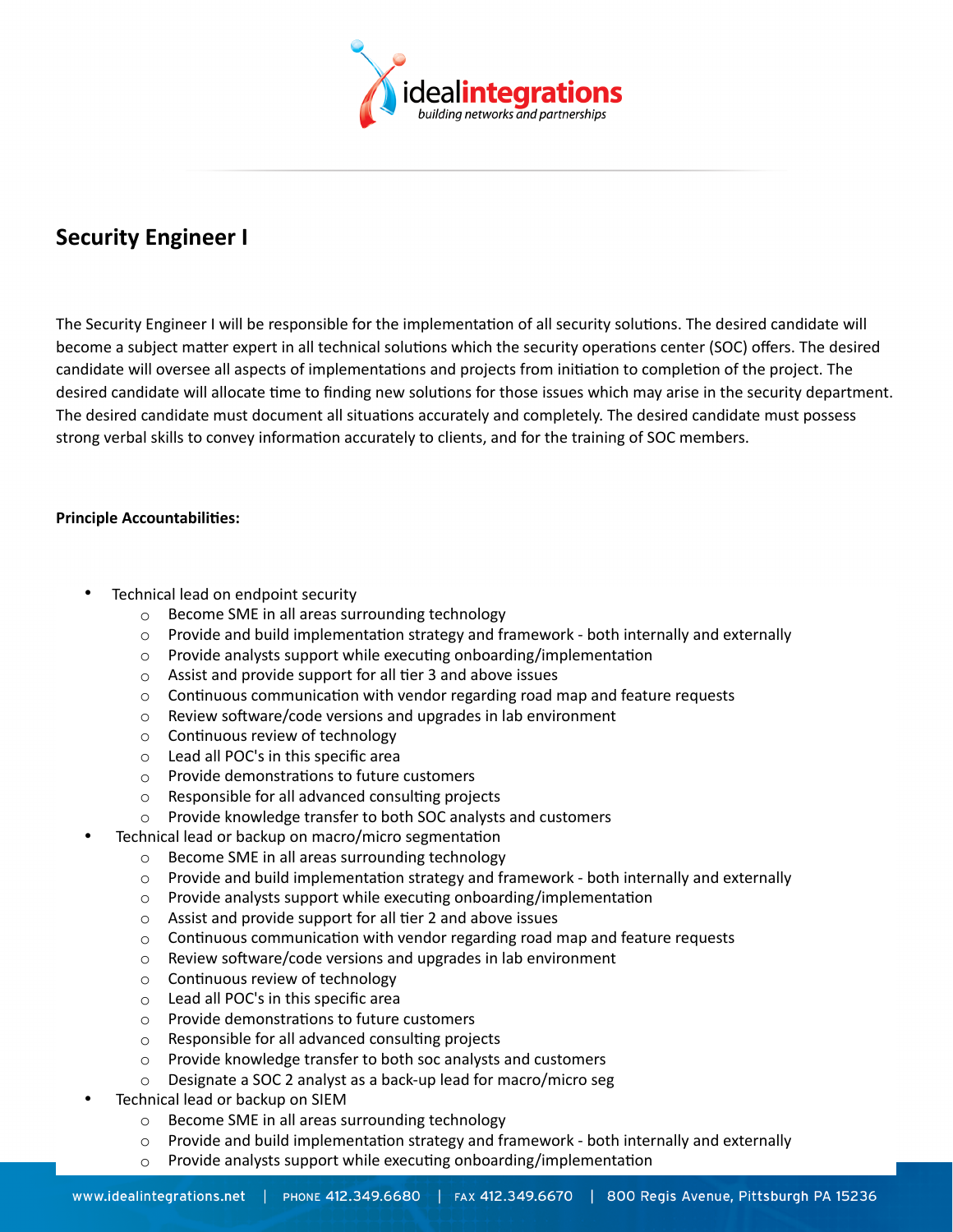## Security Engineer I

The Security Engineer I will be responsible for the implementation of all security solutions. The desired candidate will become a subject matter expert in all technical solutions which the security operations center (SOC) offers. The desired candidate will oversee all aspects of implementations and projects from initiation to completion of the project. The desired candidate will allocate time to finding new solutions for those issues which may arise in the security department. The desired candidate must document all situations accurately and completely. The desired candidate must possess strong verbal skills to convey information accurately to clients, and for the training of SOC members.

**Principle Accountabilities:**

- Technical lead on endpoint security
  - Become SME in all areas surrounding technology
  - Provide and build implementation strategy and framework - both internally and externally
  - Provide analysts support while executing onboarding/implementation
  - Assist and provide support for all tier 3 and above issues
  - Continuous communication with vendor regarding road map and feature requests
  - Review software/code versions and upgrades in lab environment
  - Continuous review of technology
  - Lead all POC's in this specific area
  - Provide demonstrations to future customers
  - Responsible for all advanced consulting projects
  - Provide knowledge transfer to both SOC analysts and customers
- Technical lead or backup on macro/micro segmentation
  - Become SME in all areas surrounding technology
  - Provide and build implementation strategy and framework - both internally and externally
  - Provide analysts support while executing onboarding/implementation
  - Assist and provide support for all tier 2 and above issues
  - Continuous communication with vendor regarding road map and feature requests
  - Review software/code versions and upgrades in lab environment
  - Continuous review of technology
  - Lead all POC's in this specific area
  - Provide demonstrations to future customers
  - Responsible for all advanced consulting projects
  - Provide knowledge transfer to both soc analysts and customers
  - Designate a SOC 2 analyst as a back-up lead for macro/micro seg
- Technical lead or backup on SIEM
  - Become SME in all areas surrounding technology
  - Provide and build implementation strategy and framework - both internally and externally
  - Provide analysts support while executing onboarding/implementation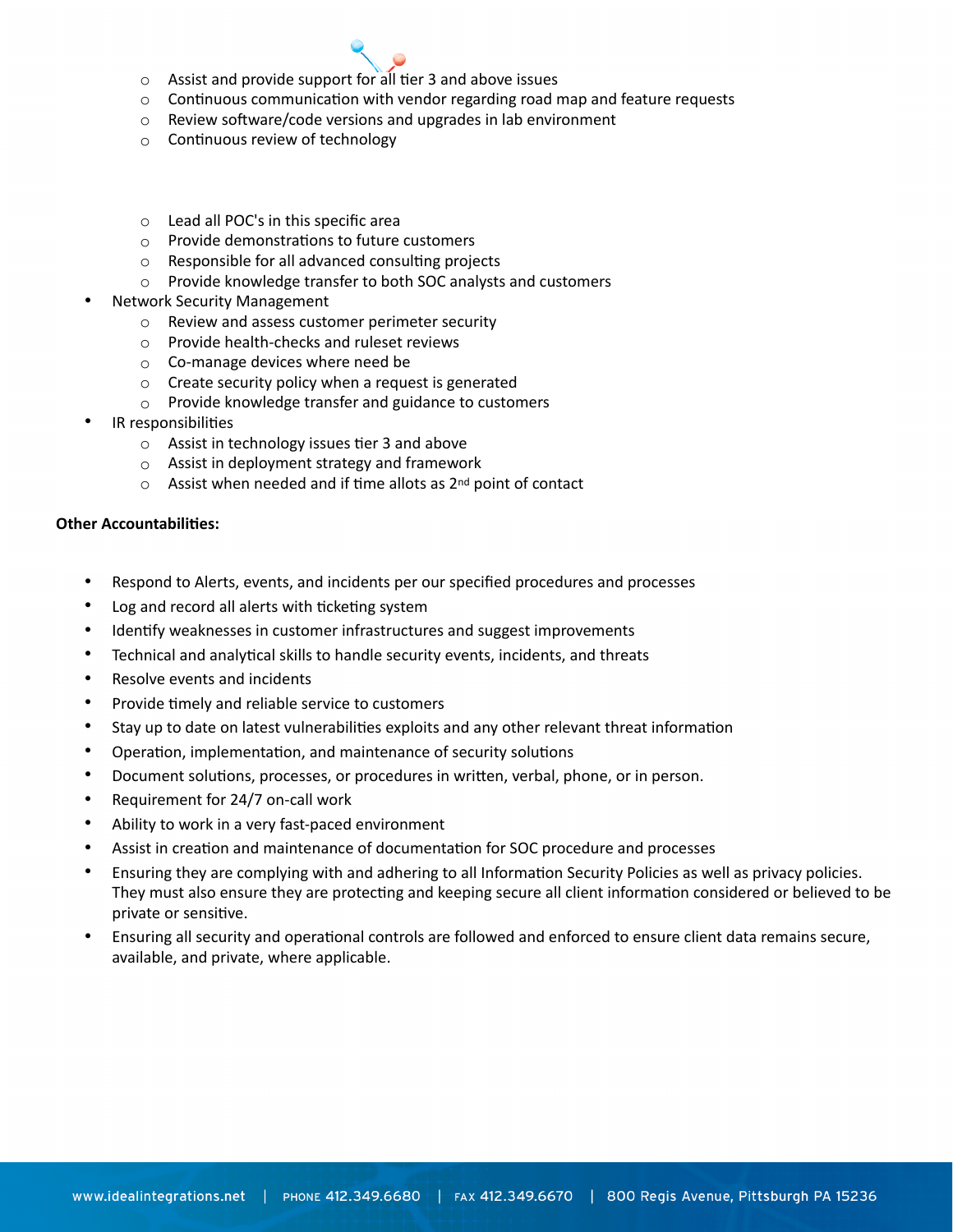- Assist and provide support for all tier 3 and above issues
  - Continuous communication with vendor regarding road map and feature requests
  - Review software/code versions and upgrades in lab environment
  - Continuous review of technology

  - Lead all POC's in this specific area
  - Provide demonstrations to future customers
  - Responsible for all advanced consulting projects
  - Provide knowledge transfer to both SOC analysts and customers
- Network Security Management
  - Review and assess customer perimeter security
  - Provide health-checks and ruleset reviews
  - Co-manage devices where need be
  - Create security policy when a request is generated
  - Provide knowledge transfer and guidance to customers
- IR responsibilities
  - Assist in technology issues tier 3 and above
  - Assist in deployment strategy and framework
  - Assist when needed and if time allots as 2nd point of contact

**Other Accountabilities:**

- Respond to Alerts, events, and incidents per our specified procedures and processes
- Log and record all alerts with ticketing system
- Identify weaknesses in customer infrastructures and suggest improvements
- Technical and analytical skills to handle security events, incidents, and threats
- Resolve events and incidents
- Provide timely and reliable service to customers
- Stay up to date on latest vulnerabilities exploits and any other relevant threat information
- Operation, implementation, and maintenance of security solutions
- Document solutions, processes, or procedures in written, verbal, phone, or in person.
- Requirement for 24/7 on-call work
- Ability to work in a very fast-paced environment
- Assist in creation and maintenance of documentation for SOC procedure and processes
- Ensuring they are complying with and adhering to all Information Security Policies as well as privacy policies. They must also ensure they are protecting and keeping secure all client information considered or believed to be private or sensitive.
- Ensuring all security and operational controls are followed and enforced to ensure client data remains secure, available, and private, where applicable.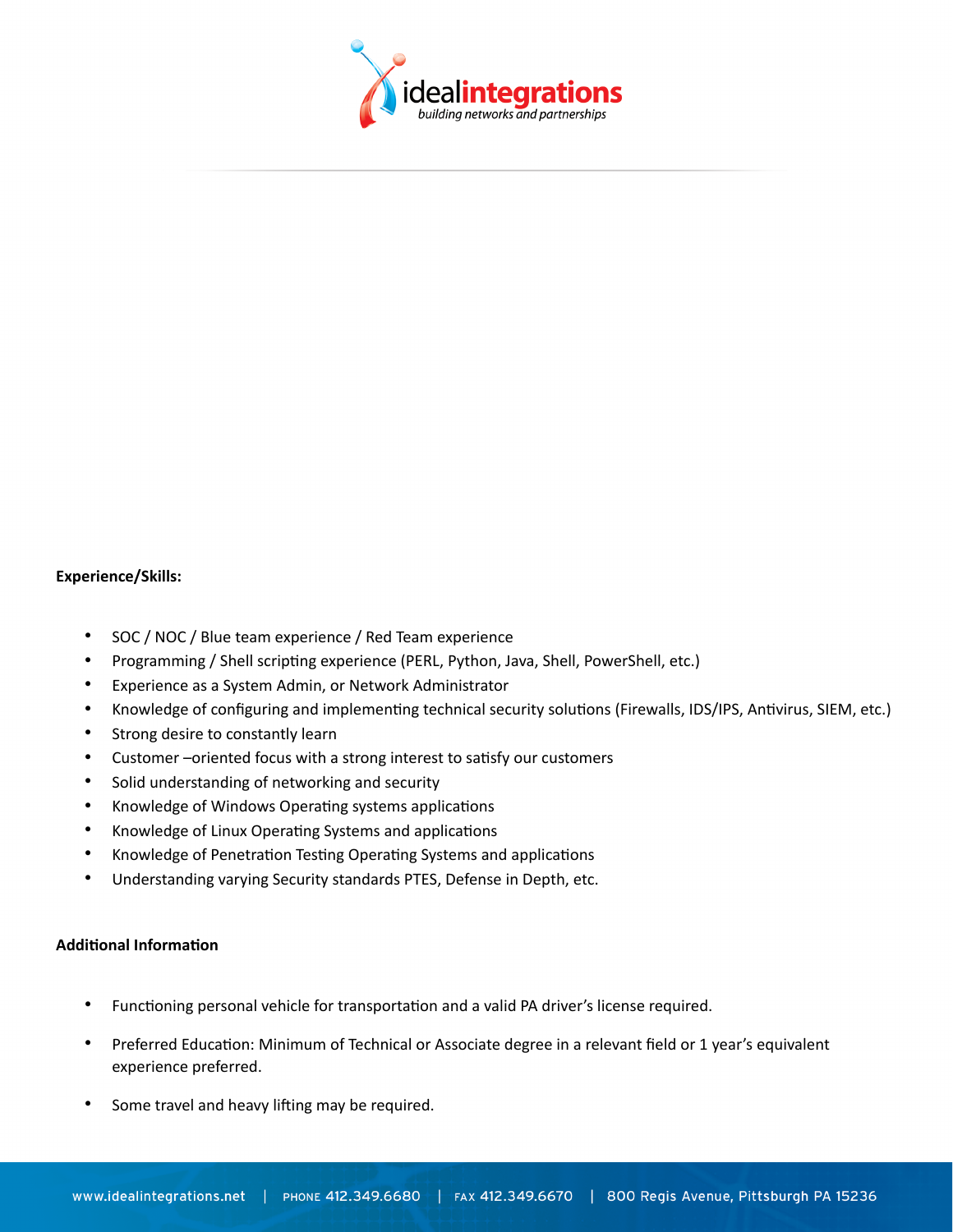**Experience/Skills:**

- SOC / NOC / Blue team experience / Red Team experience
- Programming / Shell scripting experience (PERL, Python, Java, Shell, PowerShell, etc.)
- Experience as a System Admin, or Network Administrator
- Knowledge of configuring and implementing technical security solutions (Firewalls, IDS/IPS, Antivirus, SIEM, etc.)
- Strong desire to constantly learn
- Customer –oriented focus with a strong interest to satisfy our customers
- Solid understanding of networking and security
- Knowledge of Windows Operating systems applications
- Knowledge of Linux Operating Systems and applications
- Knowledge of Penetration Testing Operating Systems and applications
- Understanding varying Security standards PTES, Defense in Depth, etc.

**Additional Information**

- Functioning personal vehicle for transportation and a valid PA driver's license required.
- Preferred Education: Minimum of Technical or Associate degree in a relevant field or 1 year's equivalent experience preferred.
- Some travel and heavy lifting may be required.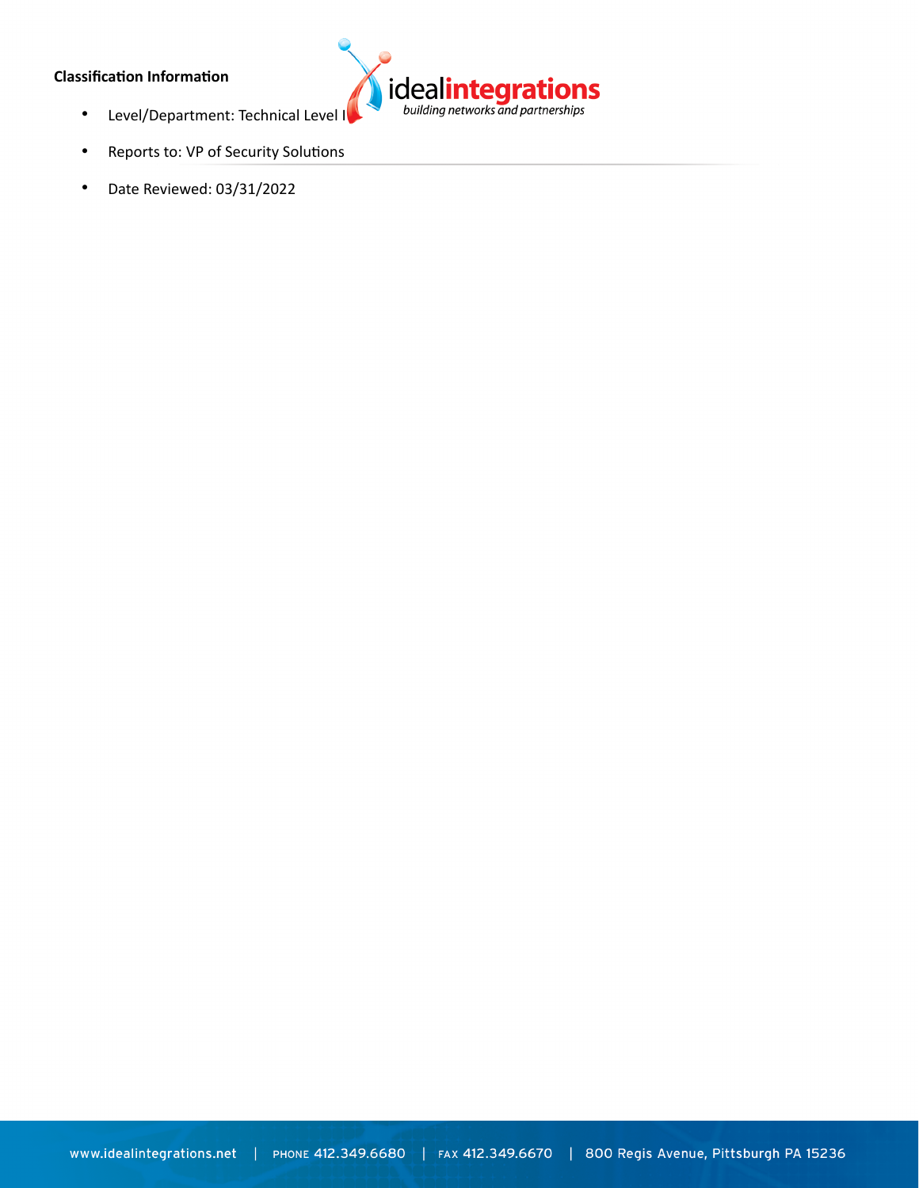**Classification Information**

- Level/Department: Technical Level I
- Reports to: VP of Security Solutions
- Date Reviewed: 03/31/2022